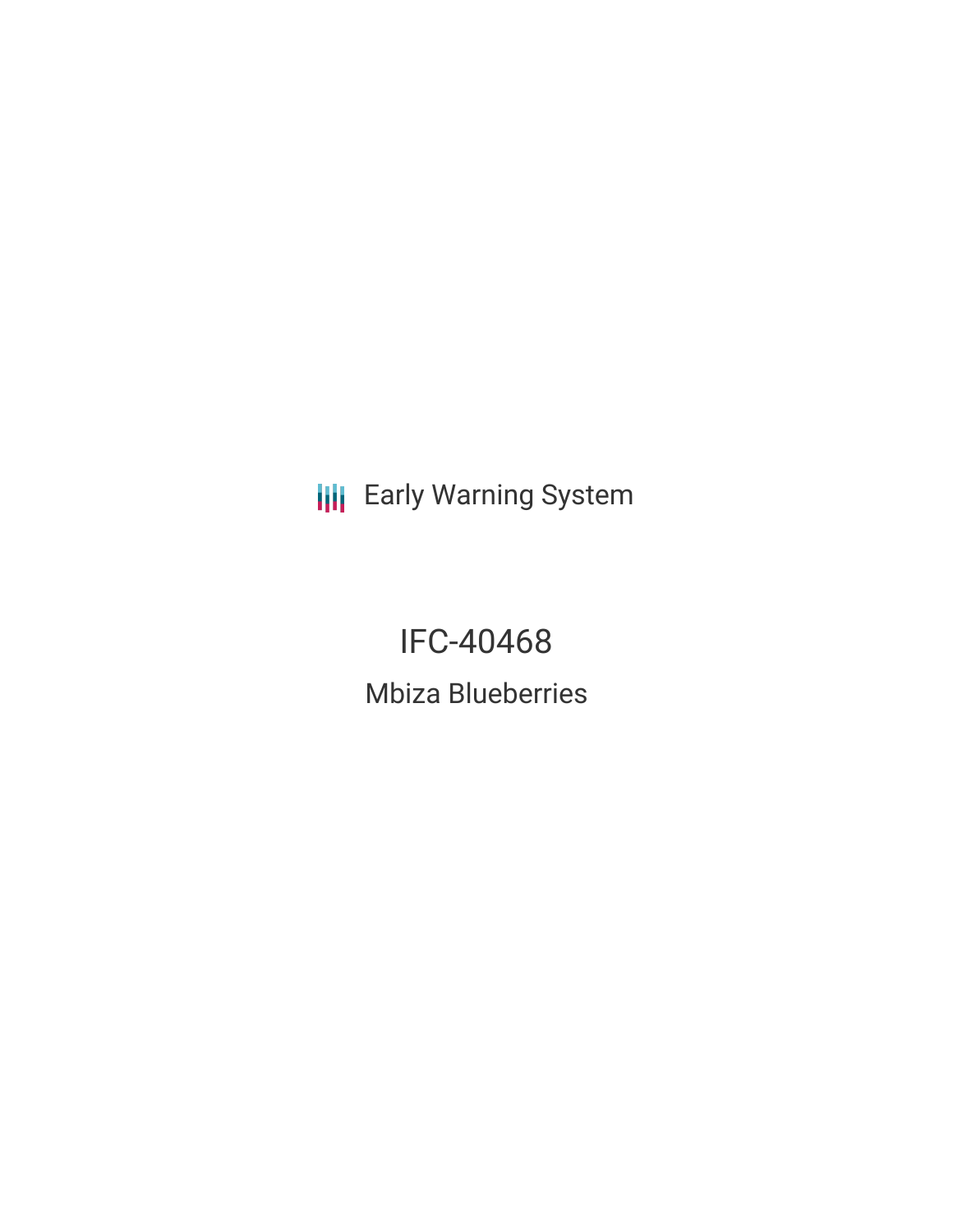Early Warning System

# IFC-40468

## Mbiza Blueberries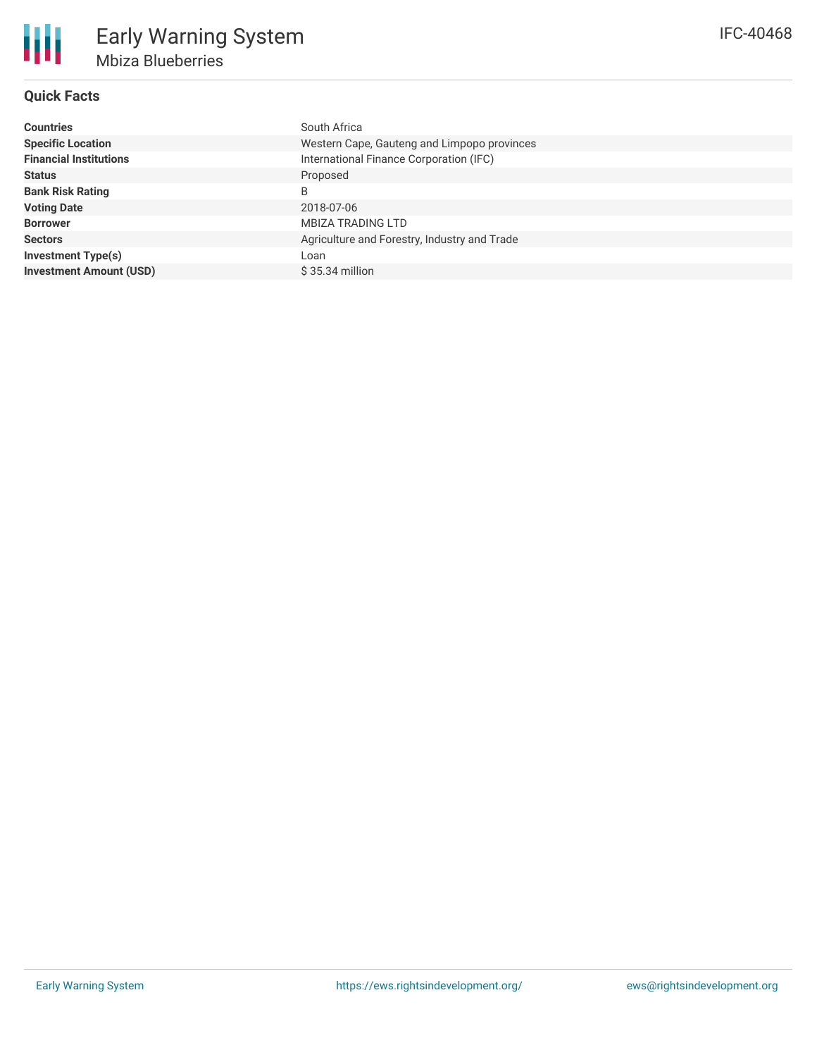# Early Warning System

## Mbiza Blueberries

IFC-40468

### Quick Facts

| | |
|---|---|
| **Countries** | South Africa |
| **Specific Location** | Western Cape, Gauteng and Limpopo provinces |
| **Financial Institutions** | International Finance Corporation (IFC) |
| **Status** | Proposed |
| **Bank Risk Rating** | B |
| **Voting Date** | 2018-07-06 |
| **Borrower** | MBIZA TRADING LTD |
| **Sectors** | Agriculture and Forestry, Industry and Trade |
| **Investment Type(s)** | Loan |
| **Investment Amount (USD)** | $ 35.34 million |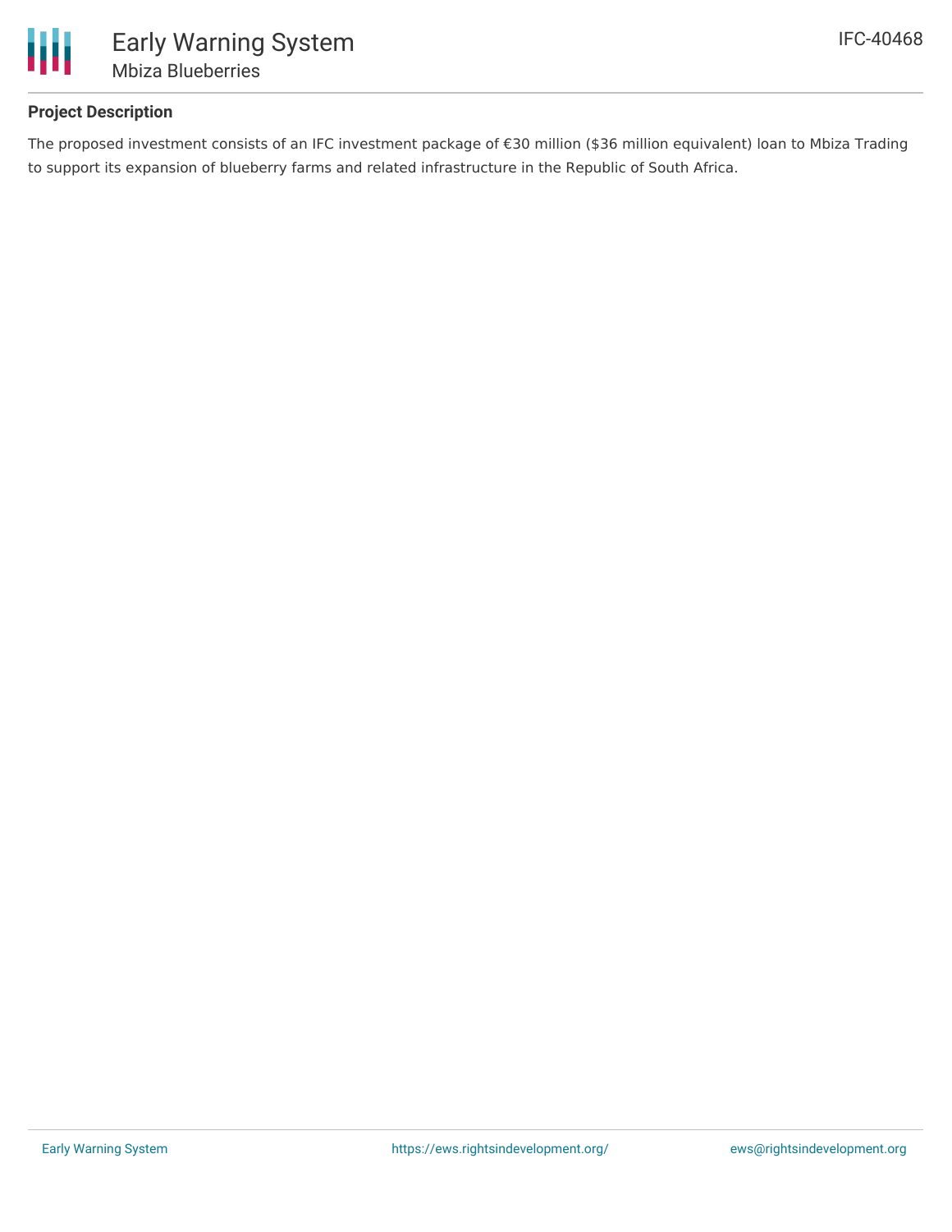## Project Description

The proposed investment consists of an IFC investment package of €30 million ($36 million equivalent) loan to Mbiza Trading to support its expansion of blueberry farms and related infrastructure in the Republic of South Africa.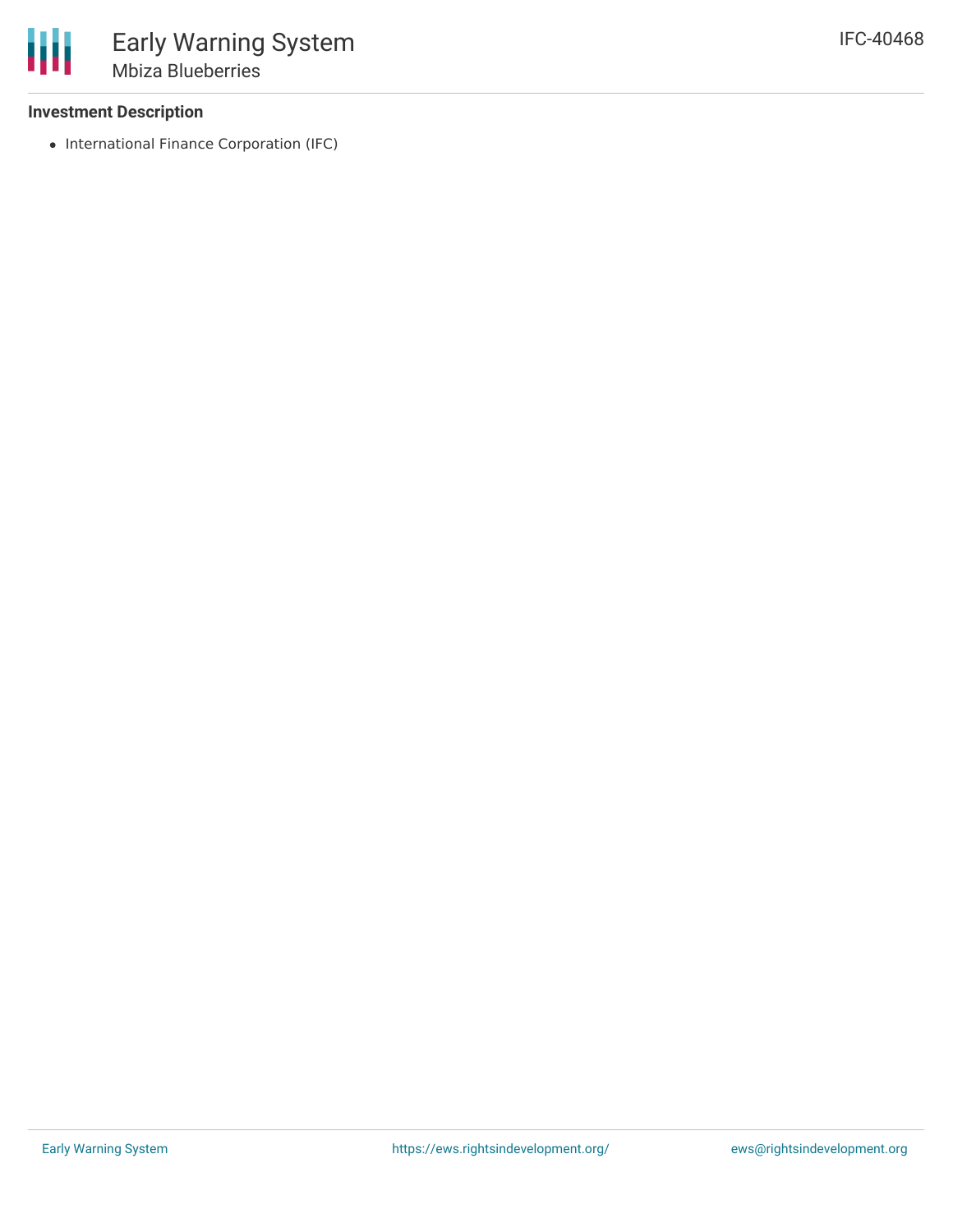### Investment Description

- International Finance Corporation (IFC)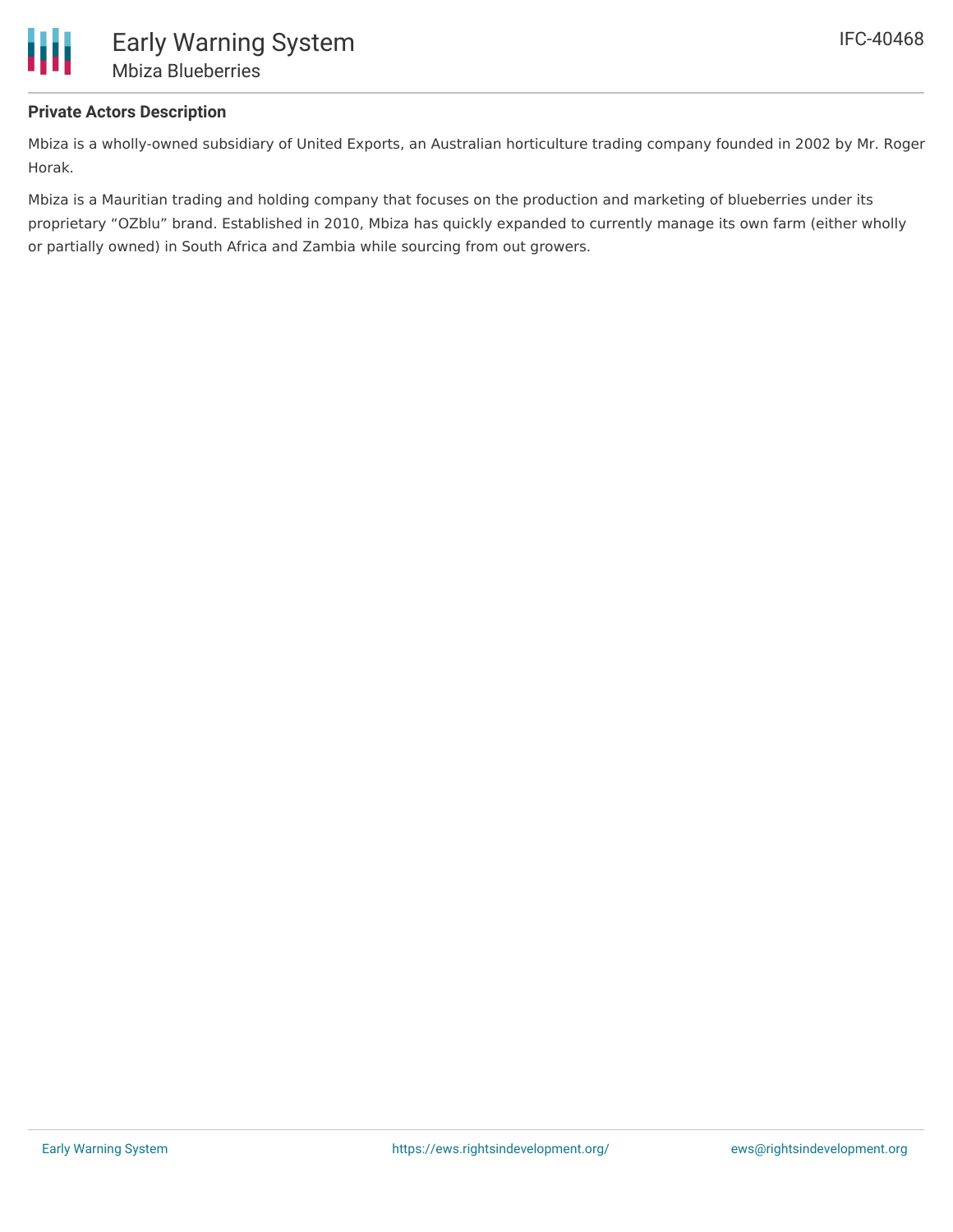## Private Actors Description

Mbiza is a wholly-owned subsidiary of United Exports, an Australian horticulture trading company founded in 2002 by Mr. Roger Horak.

Mbiza is a Mauritian trading and holding company that focuses on the production and marketing of blueberries under its proprietary “OZblu” brand. Established in 2010, Mbiza has quickly expanded to currently manage its own farm (either wholly or partially owned) in South Africa and Zambia while sourcing from out growers.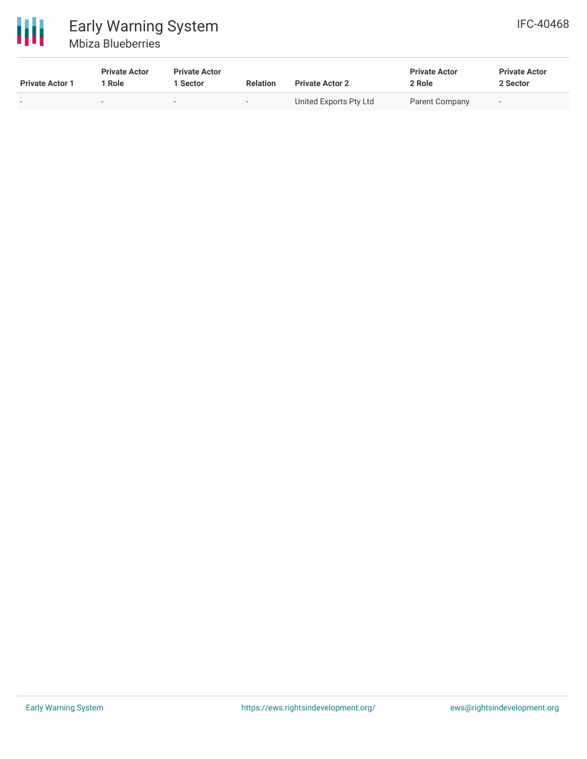| Private Actor 1 | Private Actor 1 Role | Private Actor 1 Sector | Relation | Private Actor 2 | Private Actor 2 Role | Private Actor 2 Sector |
|---|---|---|---|---|---|---|
| - | - | - | - | United Exports Pty Ltd | Parent Company | - |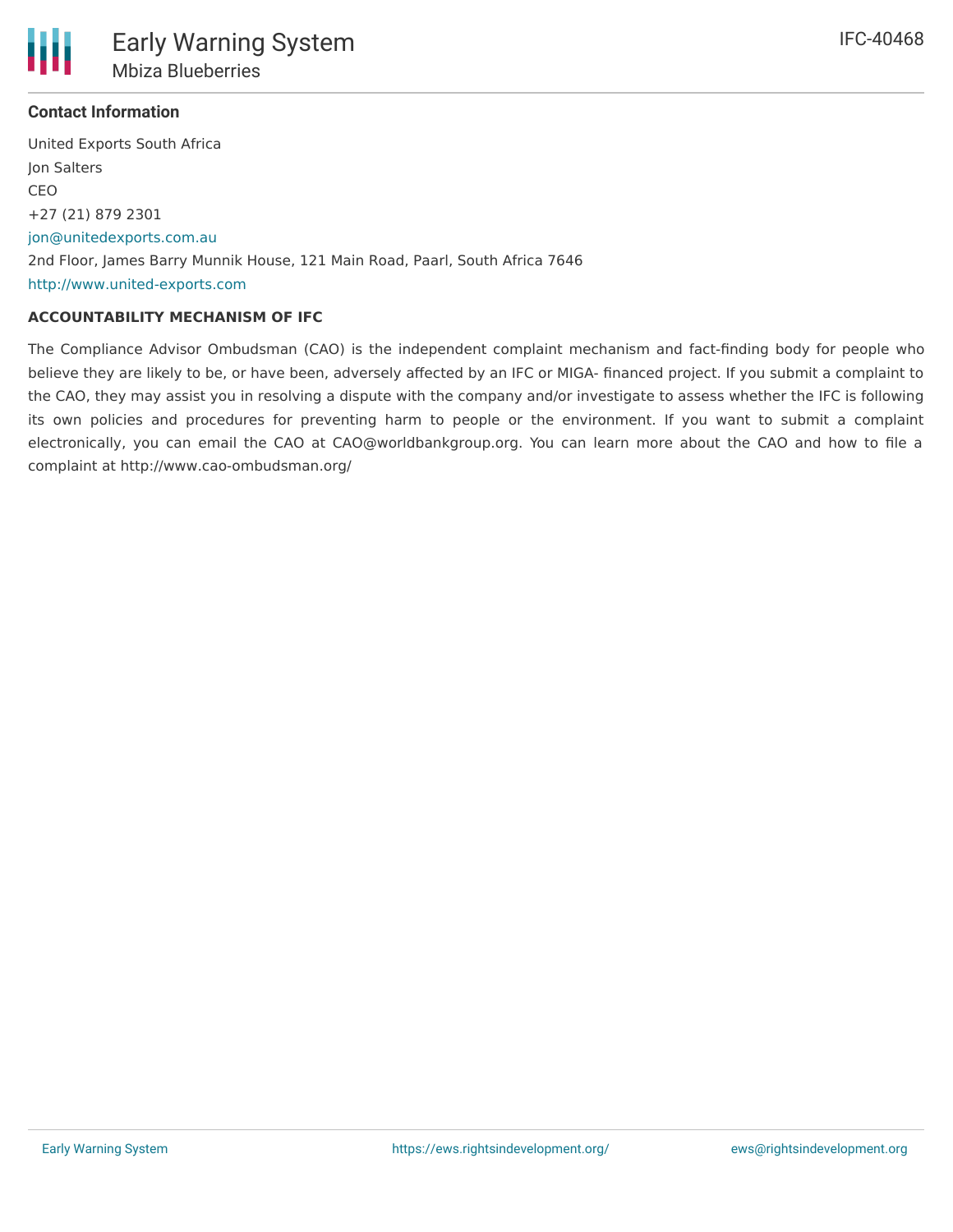### Contact Information

United Exports South Africa
Jon Salters
CEO
+27 (21) 879 2301
jon@unitedexports.com.au
2nd Floor, James Barry Munnik House, 121 Main Road, Paarl, South Africa 7646
http://www.united-exports.com

**ACCOUNTABILITY MECHANISM OF IFC**

The Compliance Advisor Ombudsman (CAO) is the independent complaint mechanism and fact-finding body for people who believe they are likely to be, or have been, adversely affected by an IFC or MIGA- financed project. If you submit a complaint to the CAO, they may assist you in resolving a dispute with the company and/or investigate to assess whether the IFC is following its own policies and procedures for preventing harm to people or the environment. If you want to submit a complaint electronically, you can email the CAO at CAO@worldbankgroup.org. You can learn more about the CAO and how to file a complaint at http://www.cao-ombudsman.org/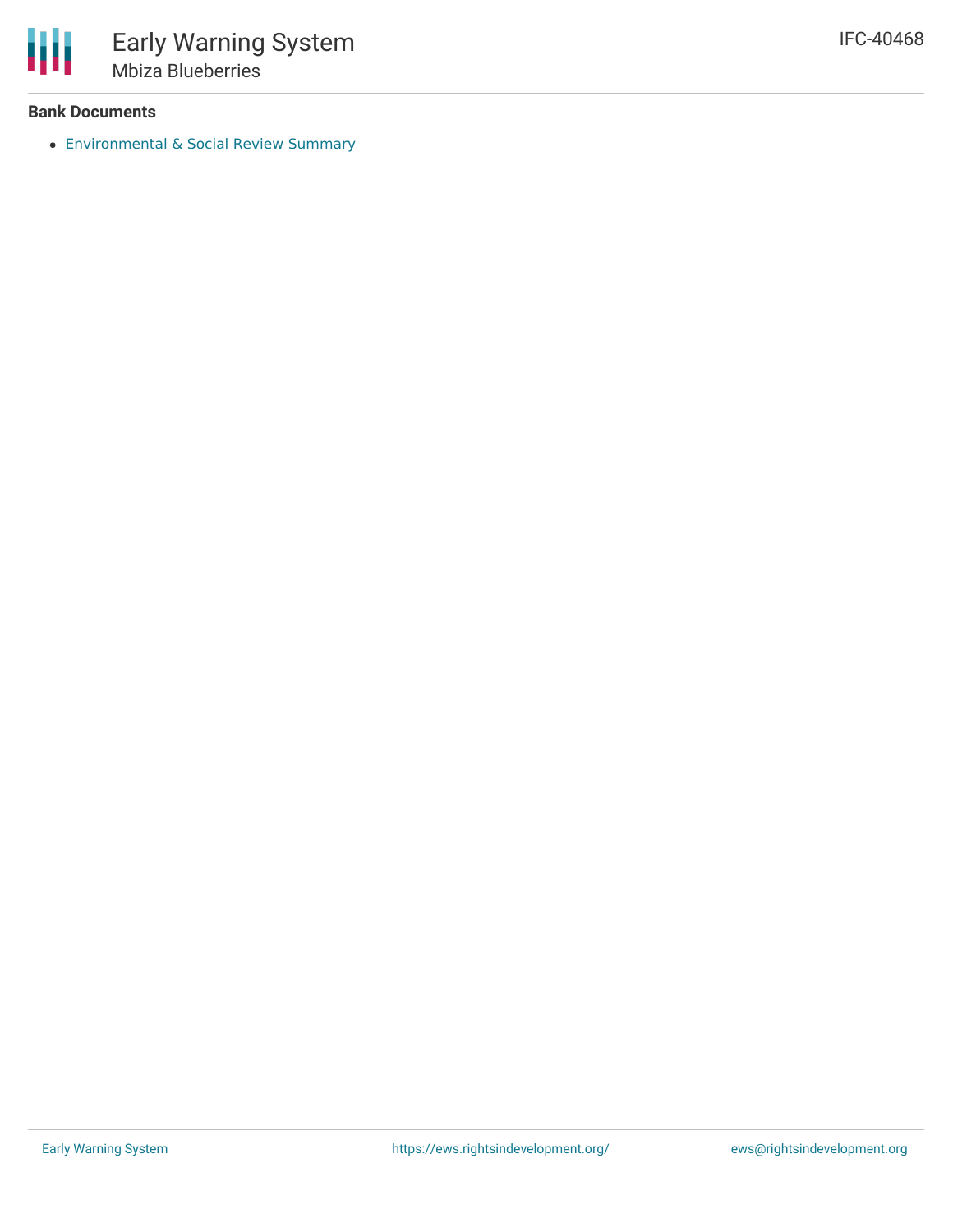### Bank Documents

- Environmental & Social Review Summary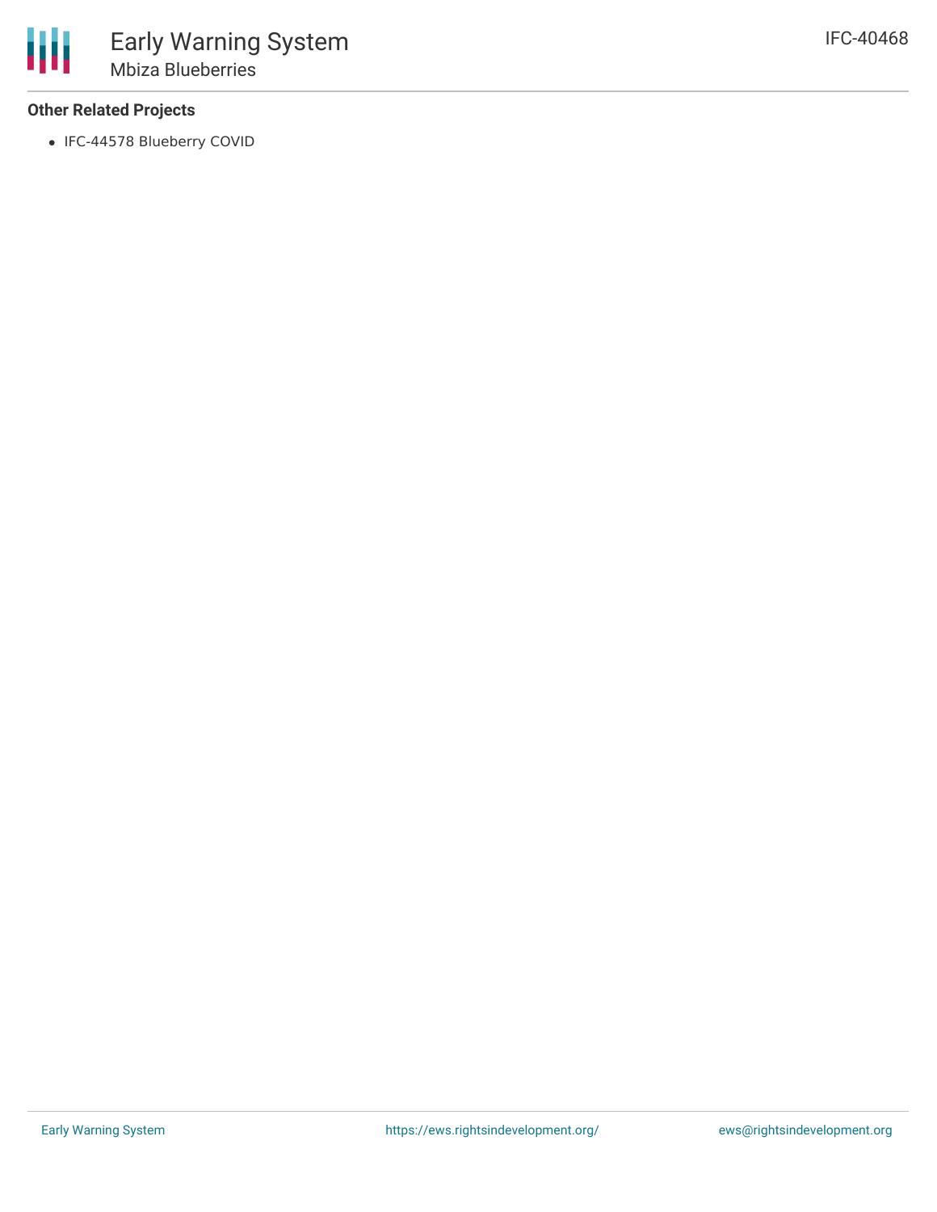### Other Related Projects

- IFC-44578 Blueberry COVID